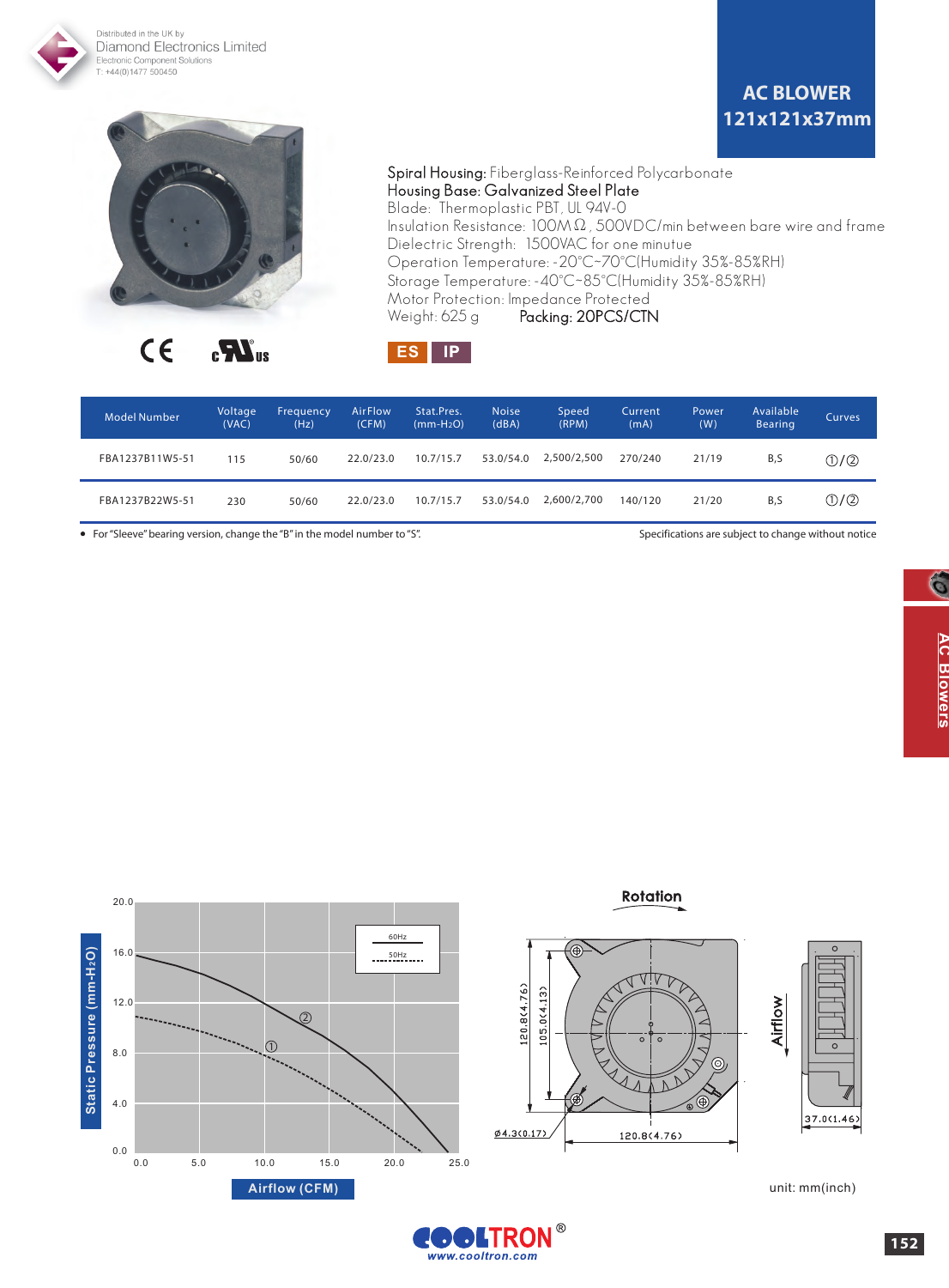Distributed in the UK by
Diamond Electronics Limited
Electronic Component Solutions
T: +44(0)1477 500450

# AC BLOWER
## 121x121x37mm

Spiral Housing: Fiberglass-Reinforced Polycarbonate
Housing Base: Galvanized Steel Plate
Blade: Thermoplastic PBT, UL 94V-0
Insulation Resistance: 100MΩ, 500VDC/min between bare wire and frame
Dielectric Strength: 1500VAC for one minutue
Operation Temperature: -20°C~70°C(Humidity 35%-85%RH)
Storage Temperature: -40°C~85°C(Humidity 35%-85%RH)
Motor Protection: Impedance Protected
Weight: 625 g    Packing: 20PCS/CTN

ES IP

| Model Number | Voltage (VAC) | Frequency (Hz) | AirFlow (CFM) | Stat.Pres. (mm-H2O) | Noise (dBA) | Speed (RPM) | Current (mA) | Power (W) | Available Bearing | Curves |
|---|---|---|---|---|---|---|---|---|---|---|
| FBA1237B11W5-51 | 115 | 50/60 | 22.0/23.0 | 10.7/15.7 | 53.0/54.0 | 2,500/2,500 | 270/240 | 21/19 | B,S | ①/② |
| FBA1237B22W5-51 | 230 | 50/60 | 22.0/23.0 | 10.7/15.7 | 53.0/54.0 | 2,600/2,700 | 140/120 | 21/20 | B,S | ①/② |

- For "Sleeve" bearing version, change the "B" in the model number to "S".

Specifications are subject to change without notice

AC Blowers

unit: mm(inch)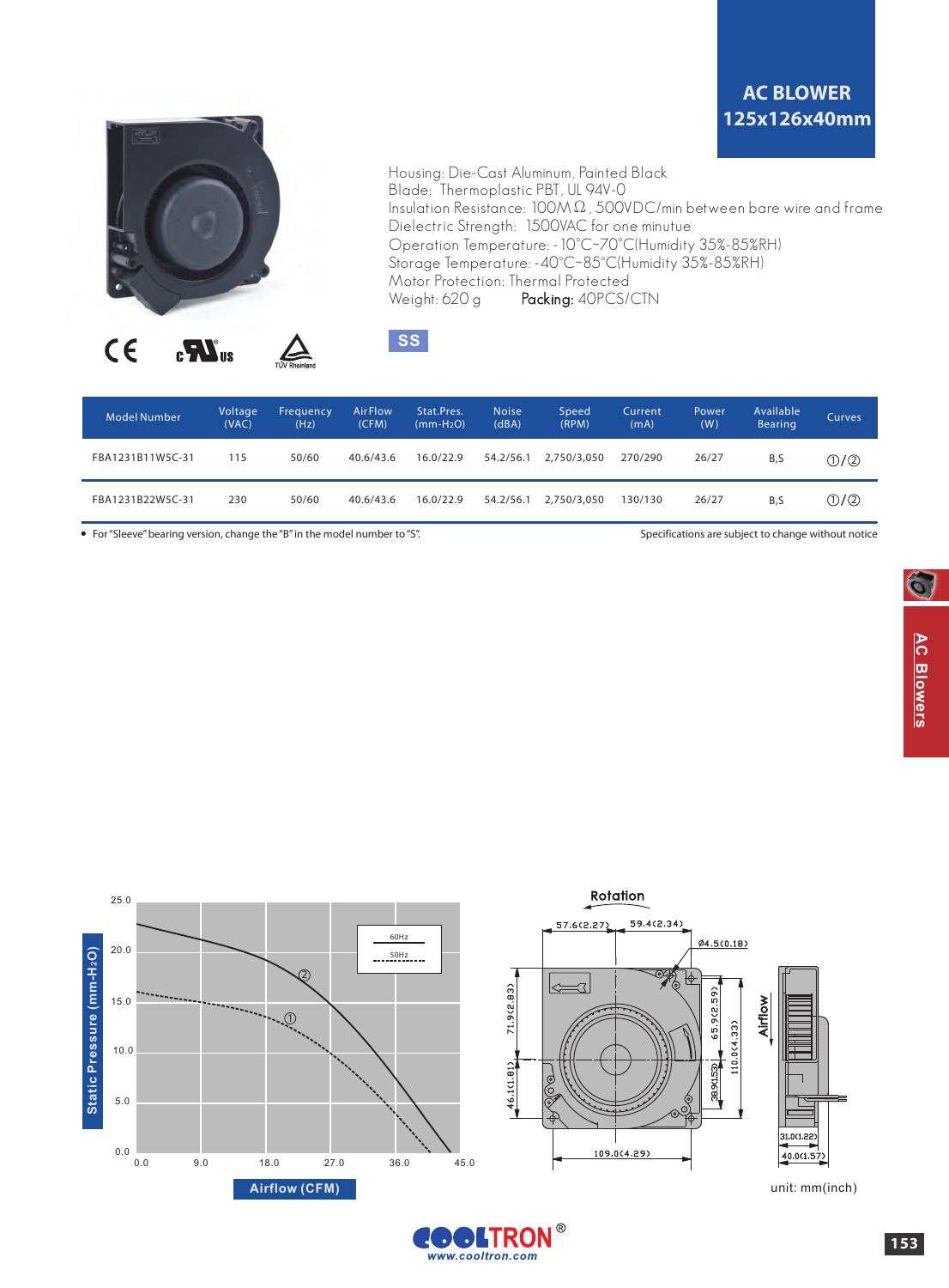# AC BLOWER 125x126x40mm

Housing: Die-Cast Aluminum, Painted Black
Blade: Thermoplastic PBT, UL 94V-0
Insulation Resistance: 100MΩ, 500VDC/min between bare wire and frame
Dielectric Strength: 1500VAC for one minutue
Operation Temperature: -10°C~70°C(Humidity 35%-85%RH)
Storage Temperature: -40°C~85°C(Humidity 35%-85%RH)
Motor Protection: Thermal Protected
Weight: 620 g    Packing: 40PCS/CTN

SS

| Model Number | Voltage (VAC) | Frequency (Hz) | Air Flow (CFM) | Stat.Pres. (mm-H2O) | Noise (dBA) | Speed (RPM) | Current (mA) | Power (W) | Available Bearing | Curves |
|---|---|---|---|---|---|---|---|---|---|---|
| FBA1231B11W5C-31 | 115 | 50/60 | 40.6/43.6 | 16.0/22.9 | 54.2/56.1 | 2,750/3,050 | 270/290 | 26/27 | B,S | ①/② |
| FBA1231B22W5C-31 | 230 | 50/60 | 40.6/43.6 | 16.0/22.9 | 54.2/56.1 | 2,750/3,050 | 130/130 | 26/27 | B,S | ①/② |

- For "Sleeve" bearing version, change the "B" in the model number to "S".

Specifications are subject to change without notice

Static Pressure (mm-H2O)
25.0
20.0
15.0
10.0
5.0
0.0
0.0 9.0 18.0 27.0 36.0 45.0
Airflow (CFM)
60Hz
50Hz
①
②

Rotation
57.6(2.27) 59.4(2.34)
Ø4.5(0.18)
71.9(2.83)
46.1(1.81)
65.9(2.59)
38.9(1.53)
110.0(4.33)
109.0(4.29)
Airflow
31.0(1.22)
40.0(1.57)

unit: mm(inch)

AC Blowers